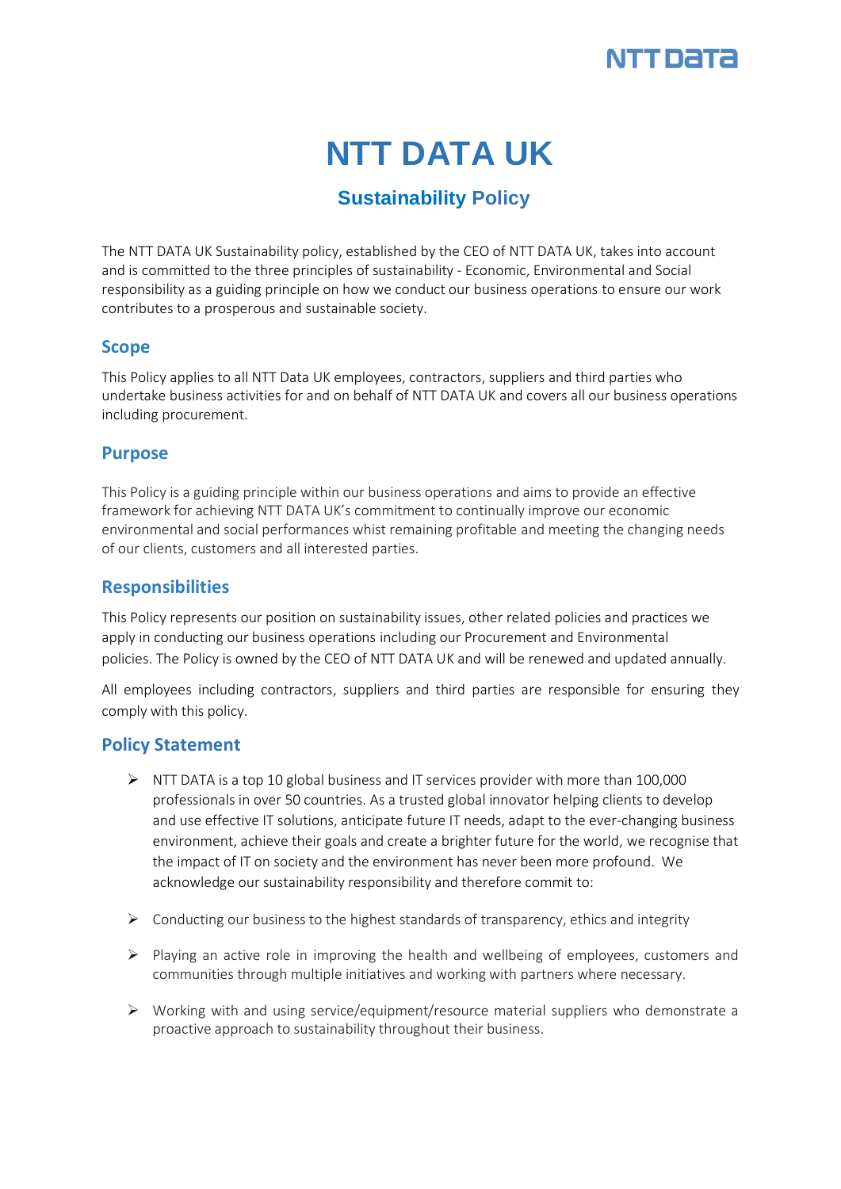# NTT DATA UK

## Sustainability Policy

The NTT DATA UK Sustainability policy, established by the CEO of NTT DATA UK, takes into account and is committed to the three principles of sustainability - Economic, Environmental and Social responsibility as a guiding principle on how we conduct our business operations to ensure our work contributes to a prosperous and sustainable society.

### Scope

This Policy applies to all NTT Data UK employees, contractors, suppliers and third parties who undertake business activities for and on behalf of NTT DATA UK and covers all our business operations including procurement.

### Purpose

This Policy is a guiding principle within our business operations and aims to provide an effective framework for achieving NTT DATA UK's commitment to continually improve our economic environmental and social performances whist remaining profitable and meeting the changing needs of our clients, customers and all interested parties.

### Responsibilities

This Policy represents our position on sustainability issues, other related policies and practices we apply in conducting our business operations including our Procurement and Environmental policies. The Policy is owned by the CEO of NTT DATA UK and will be renewed and updated annually.

All employees including contractors, suppliers and third parties are responsible for ensuring they comply with this policy.

### Policy Statement

- NTT DATA is a top 10 global business and IT services provider with more than 100,000 professionals in over 50 countries. As a trusted global innovator helping clients to develop and use effective IT solutions, anticipate future IT needs, adapt to the ever-changing business environment, achieve their goals and create a brighter future for the world, we recognise that the impact of IT on society and the environment has never been more profound. We acknowledge our sustainability responsibility and therefore commit to:
- Conducting our business to the highest standards of transparency, ethics and integrity
- Playing an active role in improving the health and wellbeing of employees, customers and communities through multiple initiatives and working with partners where necessary.
- Working with and using service/equipment/resource material suppliers who demonstrate a proactive approach to sustainability throughout their business.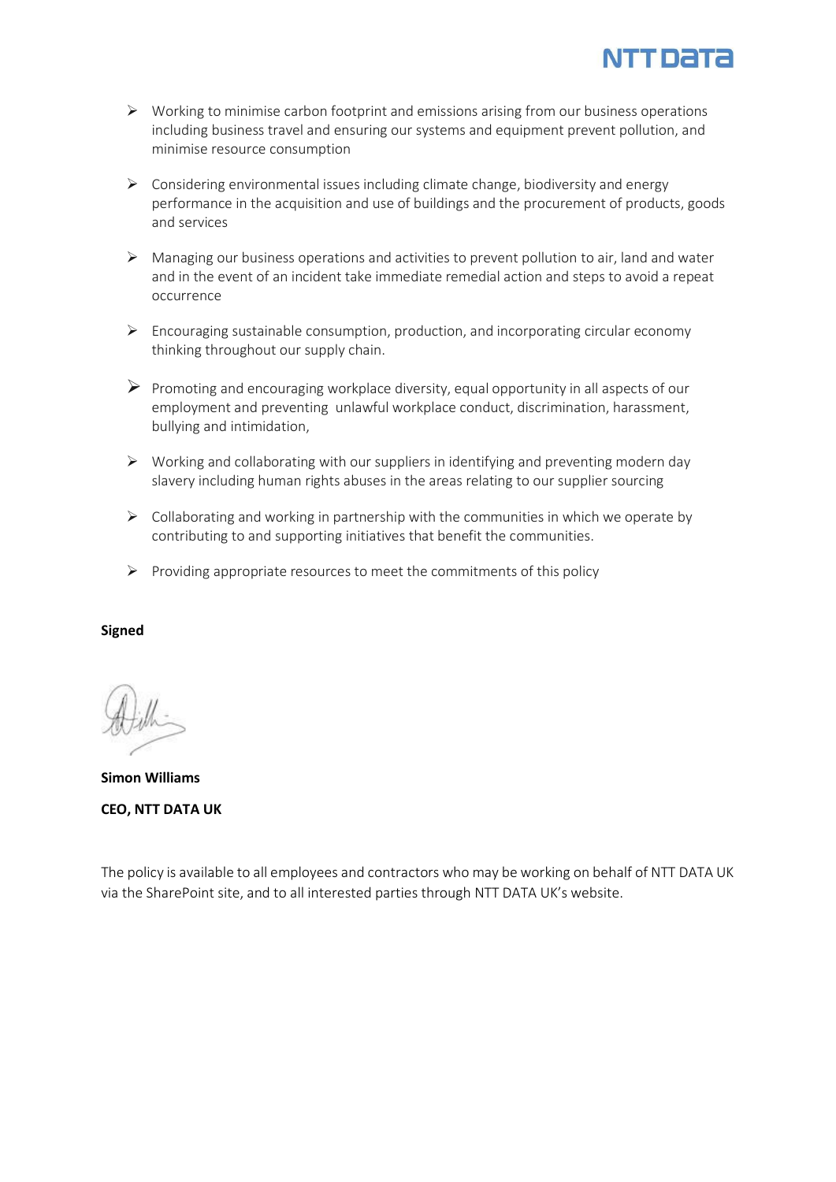- Working to minimise carbon footprint and emissions arising from our business operations including business travel and ensuring our systems and equipment prevent pollution, and minimise resource consumption
- Considering environmental issues including climate change, biodiversity and energy performance in the acquisition and use of buildings and the procurement of products, goods and services
- Managing our business operations and activities to prevent pollution to air, land and water and in the event of an incident take immediate remedial action and steps to avoid a repeat occurrence
- Encouraging sustainable consumption, production, and incorporating circular economy thinking throughout our supply chain.
- Promoting and encouraging workplace diversity, equal opportunity in all aspects of our employment and preventing unlawful workplace conduct, discrimination, harassment, bullying and intimidation,
- Working and collaborating with our suppliers in identifying and preventing modern day slavery including human rights abuses in the areas relating to our supplier sourcing
- Collaborating and working in partnership with the communities in which we operate by contributing to and supporting initiatives that benefit the communities.
- Providing appropriate resources to meet the commitments of this policy

**Signed**

**Simon Williams**

**CEO, NTT DATA UK**

The policy is available to all employees and contractors who may be working on behalf of NTT DATA UK via the SharePoint site, and to all interested parties through NTT DATA UK's website.